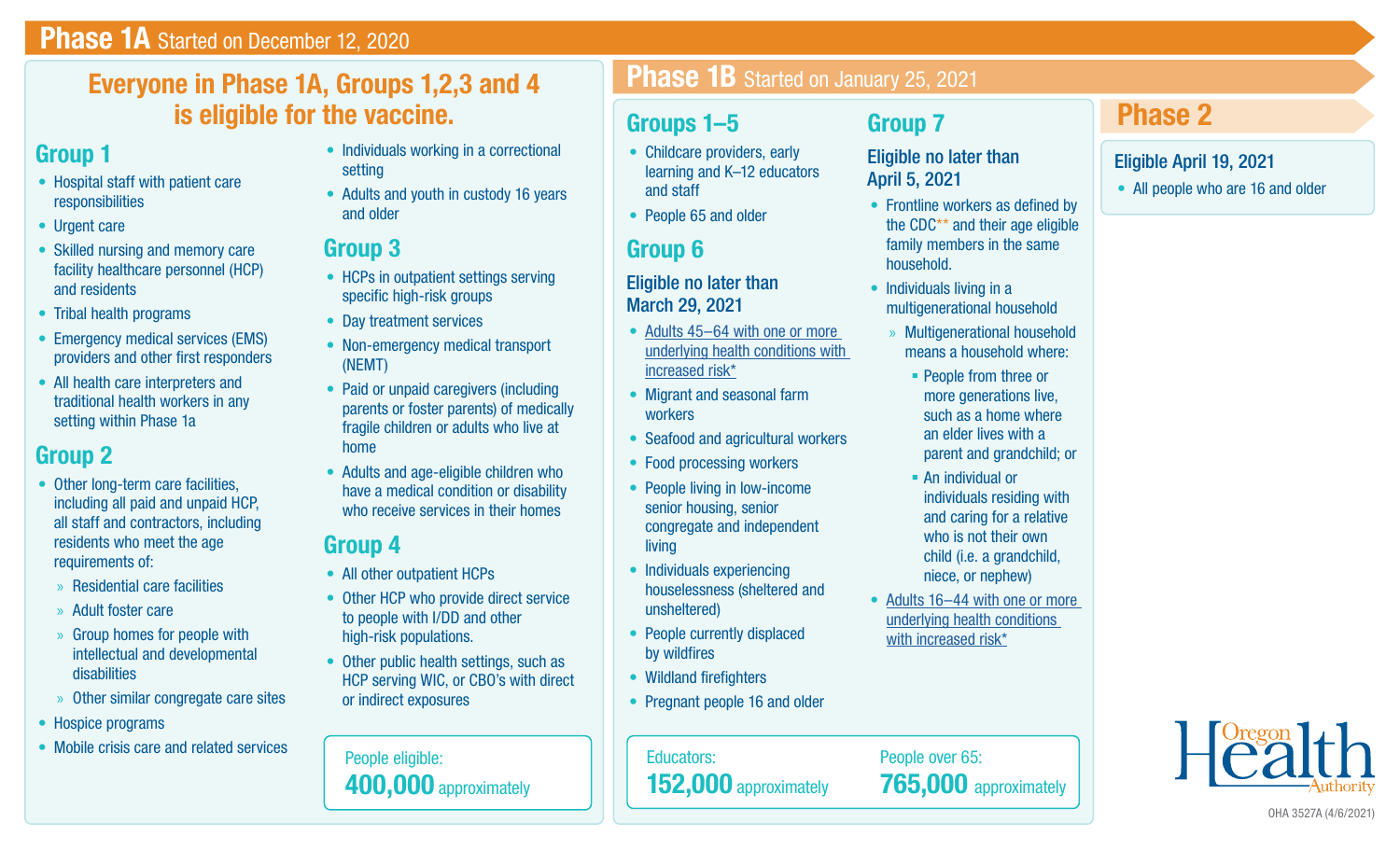# Phase 1A Started on December 12, 2020

## Everyone in Phase 1A, Groups 1,2,3 and 4 is eligible for the vaccine.

### Group 1

- Hospital staff with patient care responsibilities
- Urgent care
- Skilled nursing and memory care facility healthcare personnel (HCP) and residents
- Tribal health programs
- Emergency medical services (EMS) providers and other first responders
- All health care interpreters and traditional health workers in any setting within Phase 1a

### Group 2

- Other long-term care facilities, including all paid and unpaid HCP, all staff and contractors, including residents who meet the age requirements of:
  - Residential care facilities
  - Adult foster care
  - Group homes for people with intellectual and developmental disabilities
  - Other similar congregate care sites
- Hospice programs
- Mobile crisis care and related services
- Individuals working in a correctional setting
- Adults and youth in custody 16 years and older

### Group 3

- HCPs in outpatient settings serving specific high-risk groups
- Day treatment services
- Non-emergency medical transport (NEMT)
- Paid or unpaid caregivers (including parents or foster parents) of medically fragile children or adults who live at home
- Adults and age-eligible children who have a medical condition or disability who receive services in their homes

### Group 4

- All other outpatient HCPs
- Other HCP who provide direct service to people with I/DD and other high-risk populations.
- Other public health settings, such as HCP serving WIC, or CBO's with direct or indirect exposures

People eligible:
**400,000** approximately

# Phase 1B Started on January 25, 2021

### Groups 1–5

- Childcare providers, early learning and K–12 educators and staff
- People 65 and older

### Group 6

**Eligible no later than March 29, 2021**

- Adults 45–64 with one or more underlying health conditions with increased risk*
- Migrant and seasonal farm workers
- Seafood and agricultural workers
- Food processing workers
- People living in low-income senior housing, senior congregate and independent living
- Individuals experiencing houselessness (sheltered and unsheltered)
- People currently displaced by wildfires
- Wildland firefighters
- Pregnant people 16 and older

### Group 7

**Eligible no later than April 5, 2021**

- Frontline workers as defined by the CDC** and their age eligible family members in the same household.
- Individuals living in a multigenerational household
  - Multigenerational household means a household where:
    - People from three or more generations live, such as a home where an elder lives with a parent and grandchild; or
    - An individual or individuals residing with and caring for a relative who is not their own child (i.e. a grandchild, niece, or nephew)
- Adults 16–44 with one or more underlying health conditions with increased risk*

Educators:
**152,000** approximately

People over 65:
**765,000** approximately

# Phase 2

**Eligible April 19, 2021**

- All people who are 16 and older

Oregon Health Authority

OHA 3527A (4/6/2021)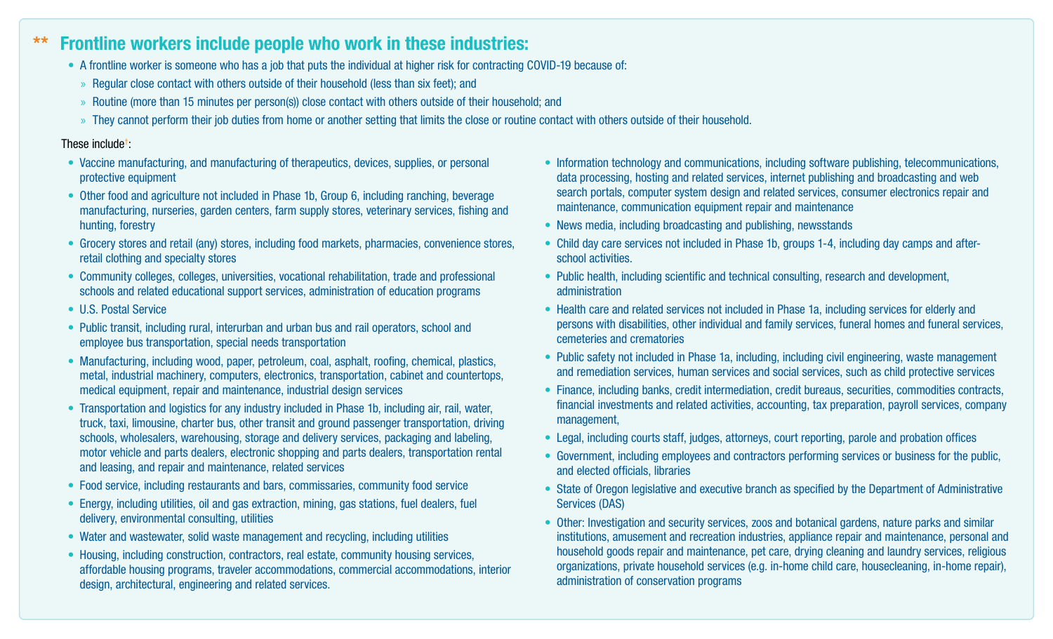## ** Frontline workers include people who work in these industries:

- A frontline worker is someone who has a job that puts the individual at higher risk for contracting COVID-19 because of:
  - Regular close contact with others outside of their household (less than six feet); and
  - Routine (more than 15 minutes per person(s)) close contact with others outside of their household; and
  - They cannot perform their job duties from home or another setting that limits the close or routine contact with others outside of their household.

These include[†]:

- Vaccine manufacturing, and manufacturing of therapeutics, devices, supplies, or personal protective equipment
- Other food and agriculture not included in Phase 1b, Group 6, including ranching, beverage manufacturing, nurseries, garden centers, farm supply stores, veterinary services, fishing and hunting, forestry
- Grocery stores and retail (any) stores, including food markets, pharmacies, convenience stores, retail clothing and specialty stores
- Community colleges, colleges, universities, vocational rehabilitation, trade and professional schools and related educational support services, administration of education programs
- U.S. Postal Service
- Public transit, including rural, interurban and urban bus and rail operators, school and employee bus transportation, special needs transportation
- Manufacturing, including wood, paper, petroleum, coal, asphalt, roofing, chemical, plastics, metal, industrial machinery, computers, electronics, transportation, cabinet and countertops, medical equipment, repair and maintenance, industrial design services
- Transportation and logistics for any industry included in Phase 1b, including air, rail, water, truck, taxi, limousine, charter bus, other transit and ground passenger transportation, driving schools, wholesalers, warehousing, storage and delivery services, packaging and labeling, motor vehicle and parts dealers, electronic shopping and parts dealers, transportation rental and leasing, and repair and maintenance, related services
- Food service, including restaurants and bars, commissaries, community food service
- Energy, including utilities, oil and gas extraction, mining, gas stations, fuel dealers, fuel delivery, environmental consulting, utilities
- Water and wastewater, solid waste management and recycling, including utilities
- Housing, including construction, contractors, real estate, community housing services, affordable housing programs, traveler accommodations, commercial accommodations, interior design, architectural, engineering and related services.
- Information technology and communications, including software publishing, telecommunications, data processing, hosting and related services, internet publishing and broadcasting and web search portals, computer system design and related services, consumer electronics repair and maintenance, communication equipment repair and maintenance
- News media, including broadcasting and publishing, newsstands
- Child day care services not included in Phase 1b, groups 1-4, including day camps and after-school activities.
- Public health, including scientific and technical consulting, research and development, administration
- Health care and related services not included in Phase 1a, including services for elderly and persons with disabilities, other individual and family services, funeral homes and funeral services, cemeteries and crematories
- Public safety not included in Phase 1a, including, including civil engineering, waste management and remediation services, human services and social services, such as child protective services
- Finance, including banks, credit intermediation, credit bureaus, securities, commodities contracts, financial investments and related activities, accounting, tax preparation, payroll services, company management,
- Legal, including courts staff, judges, attorneys, court reporting, parole and probation offices
- Government, including employees and contractors performing services or business for the public, and elected officials, libraries
- State of Oregon legislative and executive branch as specified by the Department of Administrative Services (DAS)
- Other: Investigation and security services, zoos and botanical gardens, nature parks and similar institutions, amusement and recreation industries, appliance repair and maintenance, personal and household goods repair and maintenance, pet care, drying cleaning and laundry services, religious organizations, private household services (e.g. in-home child care, housecleaning, in-home repair), administration of conservation programs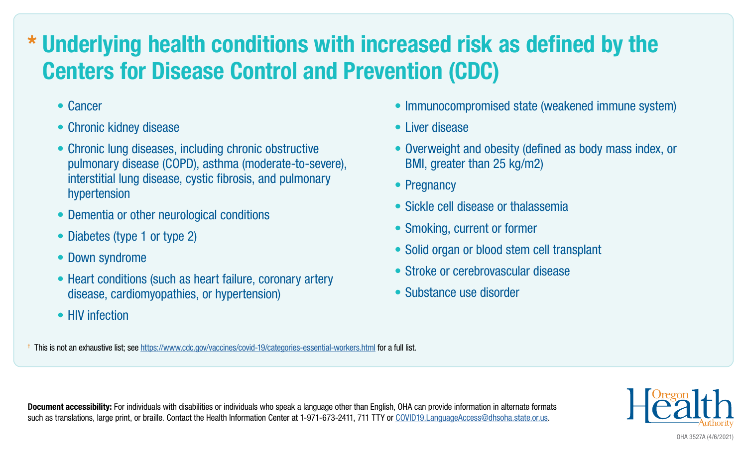# * Underlying health conditions with increased risk as defined by the Centers for Disease Control and Prevention (CDC)

- Cancer
- Chronic kidney disease
- Chronic lung diseases, including chronic obstructive pulmonary disease (COPD), asthma (moderate-to-severe), interstitial lung disease, cystic fibrosis, and pulmonary hypertension
- Dementia or other neurological conditions
- Diabetes (type 1 or type 2)
- Down syndrome
- Heart conditions (such as heart failure, coronary artery disease, cardiomyopathies, or hypertension)
- HIV infection
- Immunocompromised state (weakened immune system)
- Liver disease
- Overweight and obesity (defined as body mass index, or BMI, greater than 25 kg/m2)
- Pregnancy
- Sickle cell disease or thalassemia
- Smoking, current or former
- Solid organ or blood stem cell transplant
- Stroke or cerebrovascular disease
- Substance use disorder

† This is not an exhaustive list; see https://www.cdc.gov/vaccines/covid-19/categories-essential-workers.html for a full list.

**Document accessibility:** For individuals with disabilities or individuals who speak a language other than English, OHA can provide information in alternate formats such as translations, large print, or braille. Contact the Health Information Center at 1-971-673-2411, 711 TTY or COVID19.LanguageAccess@dhsoha.state.or.us.

Oregon Health Authority

OHA 3527A (4/6/2021)